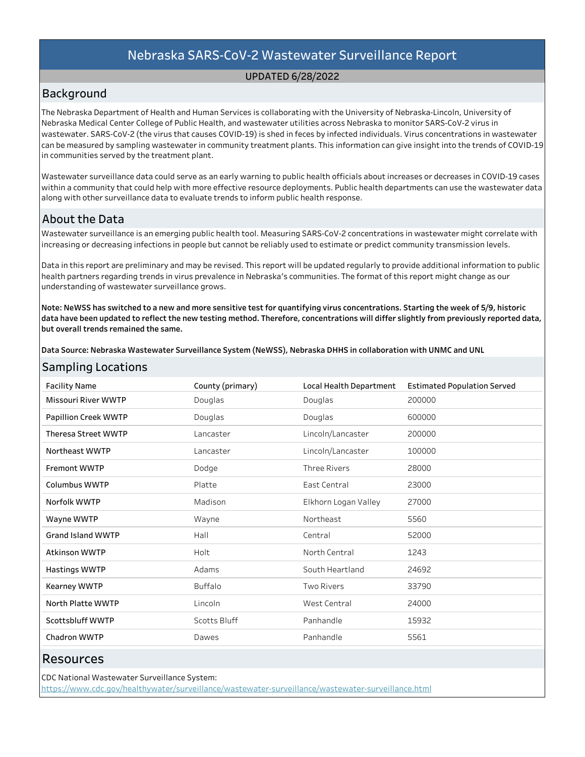# Nebraska SARS-CoV-2 Wastewater Surveillance Report

**UPDATED 6/28/2022**

## Background

The Nebraska Department of Health and Human Services is collaborating with the University of Nebraska-Lincoln, University of Nebraska Medical Center College of Public Health, and wastewater utilities across Nebraska to monitor SARS-CoV-2 virus in wastewater. SARS-CoV-2 (the virus that causes COVID-19) is shed in feces by infected individuals. Virus concentrations in wastewater can be measured by sampling wastewater in community treatment plants. This information can give insight into the trends of COVID-19 in communities served by the treatment plant.

Wastewater surveillance data could serve as an early warning to public health officials about increases or decreases in COVID-19 cases within a community that could help with more effective resource deployments. Public health departments can use the wastewater data along with other surveillance data to evaluate trends to inform public health response.

## About the Data

Wastewater surveillance is an emerging public health tool. Measuring SARS-CoV-2 concentrations in wastewater might correlate with increasing or decreasing infections in people but cannot be reliably used to estimate or predict community transmission levels.

Data in this report are preliminary and may be revised. This report will be updated regularly to provide additional information to public health partners regarding trends in virus prevalence in Nebraska's communities. The format of this report might change as our understanding of wastewater surveillance grows.

**Note: NeWSS has switched to a new and more sensitive test for quantifying virus concentrations. Starting the week of 5/9, historic data have been updated to reflect the new testing method. Therefore, concentrations will differ slightly from previously reported data, but overall trends remained the same.**

**Data Source: Nebraska Wastewater Surveillance System (NeWSS), Nebraska DHHS in collaboration with UNMC and UNL**

## Sampling Locations

| Facility Name | County (primary) | Local Health Department | Estimated Population Served |
|---|---|---|---|
| Missouri River WWTP | Douglas | Douglas | 200000 |
| Papillion Creek WWTP | Douglas | Douglas | 600000 |
| Theresa Street WWTP | Lancaster | Lincoln/Lancaster | 200000 |
| Northeast WWTP | Lancaster | Lincoln/Lancaster | 100000 |
| Fremont WWTP | Dodge | Three Rivers | 28000 |
| Columbus WWTP | Platte | East Central | 23000 |
| Norfolk WWTP | Madison | Elkhorn Logan Valley | 27000 |
| Wayne WWTP | Wayne | Northeast | 5560 |
| Grand Island WWTP | Hall | Central | 52000 |
| Atkinson WWTP | Holt | North Central | 1243 |
| Hastings WWTP | Adams | South Heartland | 24692 |
| Kearney WWTP | Buffalo | Two Rivers | 33790 |
| North Platte WWTP | Lincoln | West Central | 24000 |
| Scottsbluff WWTP | Scotts Bluff | Panhandle | 15932 |
| Chadron WWTP | Dawes | Panhandle | 5561 |

## Resources

CDC National Wastewater Surveillance System:
https://www.cdc.gov/healthywater/surveillance/wastewater-surveillance/wastewater-surveillance.html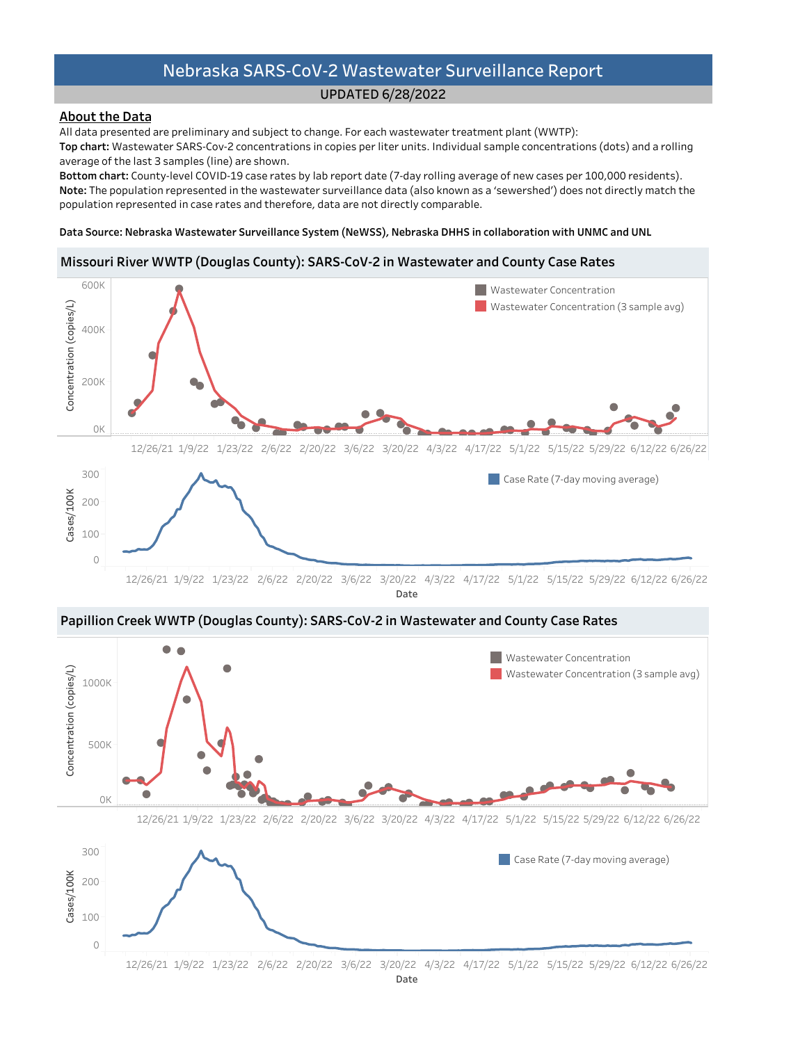# Nebraska SARS-CoV-2 Wastewater Surveillance Report

UPDATED 6/28/2022

## About the Data

All data presented are preliminary and subject to change. For each wastewater treatment plant (WWTP):

**Top chart:** Wastewater SARS-Cov-2 concentrations in copies per liter units. Individual sample concentrations (dots) and a rolling average of the last 3 samples (line) are shown.

**Bottom chart:** County-level COVID-19 case rates by lab report date (7-day rolling average of new cases per 100,000 residents).

**Note:** The population represented in the wastewater surveillance data (also known as a 'sewershed') does not directly match the population represented in case rates and therefore, data are not directly comparable.

**Data Source: Nebraska Wastewater Surveillance System (NeWSS), Nebraska DHHS in collaboration with UNMC and UNL**

### Missouri River WWTP (Douglas County): SARS-CoV-2 in Wastewater and County Case Rates

### Papillion Creek WWTP (Douglas County): SARS-CoV-2 in Wastewater and County Case Rates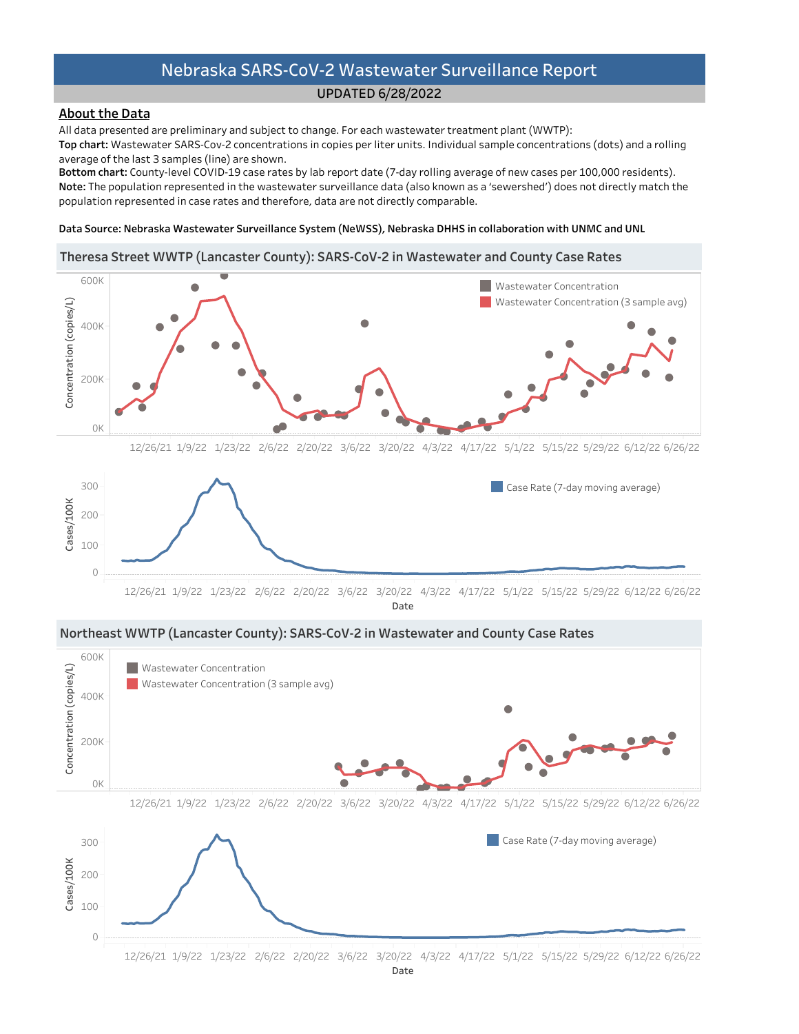# Nebraska SARS-CoV-2 Wastewater Surveillance Report

**UPDATED 6/28/2022**

## About the Data

All data presented are preliminary and subject to change. For each wastewater treatment plant (WWTP):

**Top chart:** Wastewater SARS-Cov-2 concentrations in copies per liter units. Individual sample concentrations (dots) and a rolling average of the last 3 samples (line) are shown.

**Bottom chart:** County-level COVID-19 case rates by lab report date (7-day rolling average of new cases per 100,000 residents).

**Note:** The population represented in the wastewater surveillance data (also known as a 'sewershed') does not directly match the population represented in case rates and therefore, data are not directly comparable.

**Data Source: Nebraska Wastewater Surveillance System (NeWSS), Nebraska DHHS in collaboration with UNMC and UNL**

## Theresa Street WWTP (Lancaster County): SARS-CoV-2 in Wastewater and County Case Rates

## Northeast WWTP (Lancaster County): SARS-CoV-2 in Wastewater and County Case Rates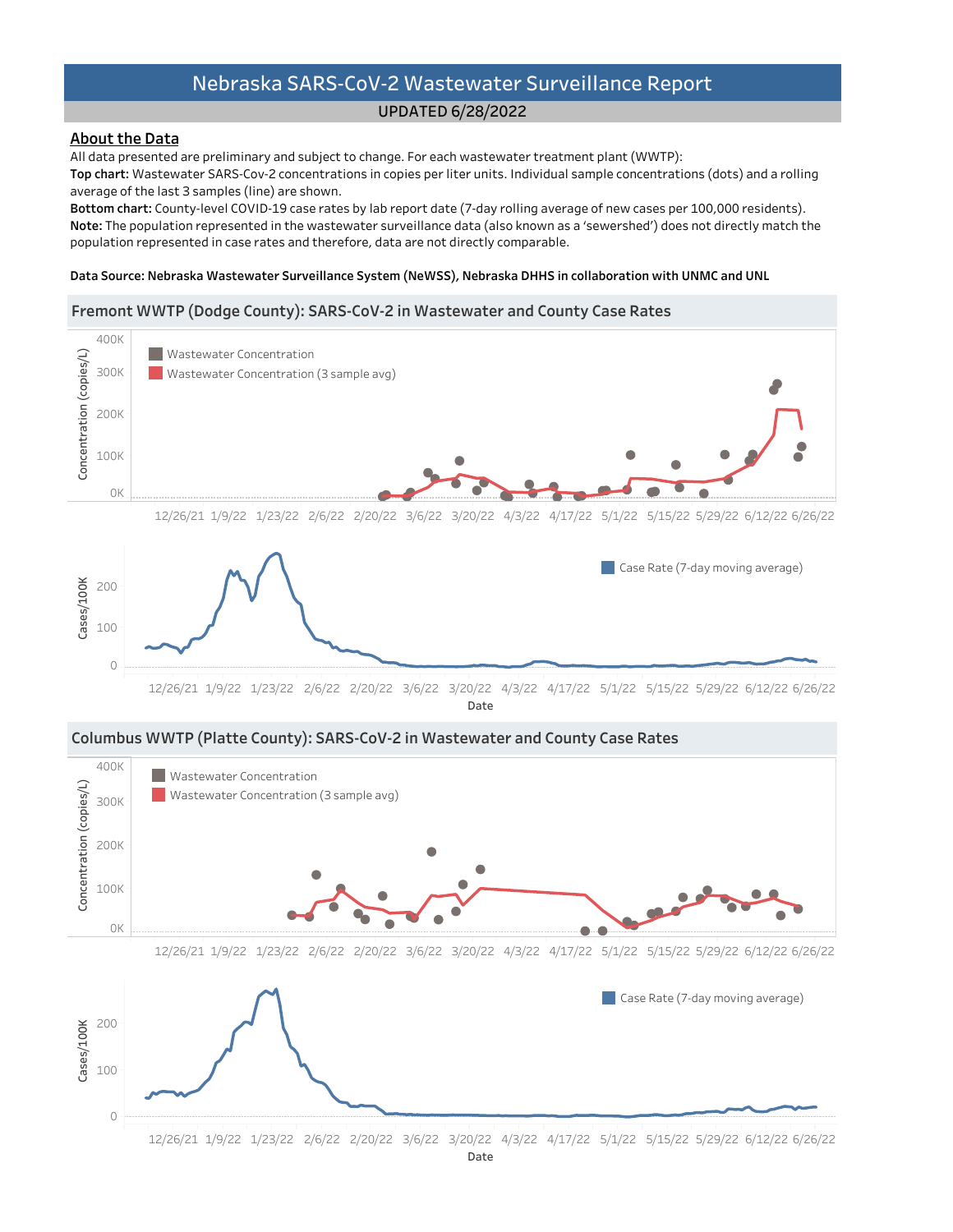# Nebraska SARS-CoV-2 Wastewater Surveillance Report

UPDATED 6/28/2022

## About the Data

All data presented are preliminary and subject to change. For each wastewater treatment plant (WWTP):

**Top chart:** Wastewater SARS-Cov-2 concentrations in copies per liter units. Individual sample concentrations (dots) and a rolling average of the last 3 samples (line) are shown.

**Bottom chart:** County-level COVID-19 case rates by lab report date (7-day rolling average of new cases per 100,000 residents).

**Note:** The population represented in the wastewater surveillance data (also known as a 'sewershed') does not directly match the population represented in case rates and therefore, data are not directly comparable.

**Data Source: Nebraska Wastewater Surveillance System (NeWSS), Nebraska DHHS in collaboration with UNMC and UNL**

### Fremont WWTP (Dodge County): SARS-CoV-2 in Wastewater and County Case Rates

Concentration (copies/L): 0K, 100K, 200K, 300K, 400K

Legend: Wastewater Concentration; Wastewater Concentration (3 sample avg)

12/26/21 1/9/22 1/23/22 2/6/22 2/20/22 3/6/22 3/20/22 4/3/22 4/17/22 5/1/22 5/15/22 5/29/22 6/12/22 6/26/22

Cases/100K: 0, 100, 200

Legend: Case Rate (7-day moving average)

12/26/21 1/9/22 1/23/22 2/6/22 2/20/22 3/6/22 3/20/22 4/3/22 4/17/22 5/1/22 5/15/22 5/29/22 6/12/22 6/26/22

Date

### Columbus WWTP (Platte County): SARS-CoV-2 in Wastewater and County Case Rates

Concentration (copies/L): 0K, 100K, 200K, 300K, 400K

Legend: Wastewater Concentration; Wastewater Concentration (3 sample avg)

12/26/21 1/9/22 1/23/22 2/6/22 2/20/22 3/6/22 3/20/22 4/3/22 4/17/22 5/1/22 5/15/22 5/29/22 6/12/22 6/26/22

Cases/100K: 0, 100, 200

Legend: Case Rate (7-day moving average)

12/26/21 1/9/22 1/23/22 2/6/22 2/20/22 3/6/22 3/20/22 4/3/22 4/17/22 5/1/22 5/15/22 5/29/22 6/12/22 6/26/22

Date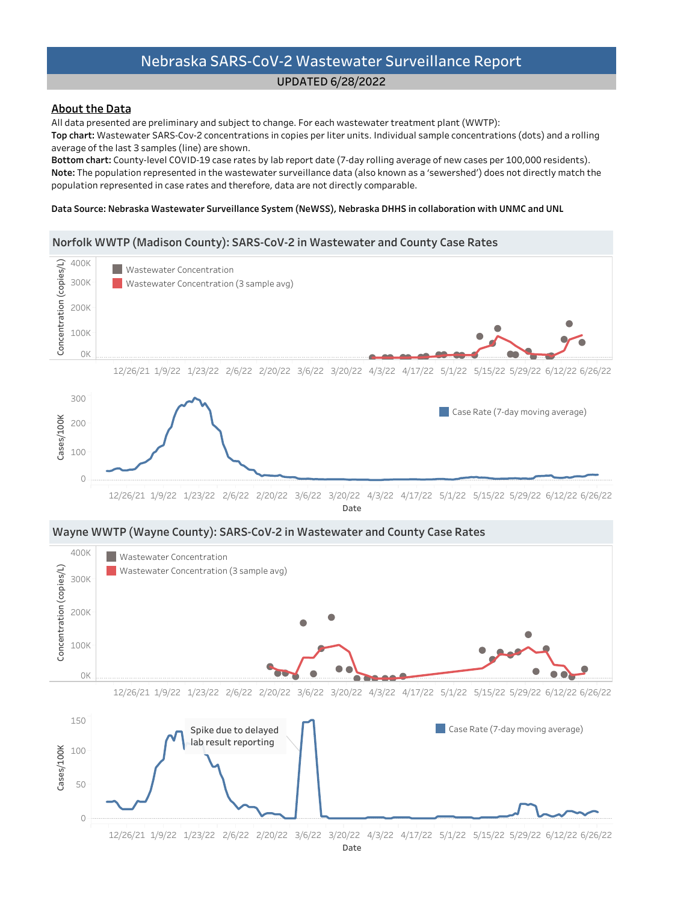# Nebraska SARS-CoV-2 Wastewater Surveillance Report

**UPDATED 6/28/2022**

## About the Data

All data presented are preliminary and subject to change. For each wastewater treatment plant (WWTP):

**Top chart:** Wastewater SARS-Cov-2 concentrations in copies per liter units. Individual sample concentrations (dots) and a rolling average of the last 3 samples (line) are shown.

**Bottom chart:** County-level COVID-19 case rates by lab report date (7-day rolling average of new cases per 100,000 residents).

**Note:** The population represented in the wastewater surveillance data (also known as a 'sewershed') does not directly match the population represented in case rates and therefore, data are not directly comparable.

**Data Source: Nebraska Wastewater Surveillance System (NeWSS), Nebraska DHHS in collaboration with UNMC and UNL**

## Norfolk WWTP (Madison County): SARS-CoV-2 in Wastewater and County Case Rates

Concentration (copies/L): 0K, 100K, 200K, 300K, 400K

Legend: Wastewater Concentration; Wastewater Concentration (3 sample avg)

Dates: 12/26/21, 1/9/22, 1/23/22, 2/6/22, 2/20/22, 3/6/22, 3/20/22, 4/3/22, 4/17/22, 5/1/22, 5/15/22, 5/29/22, 6/12/22, 6/26/22

Cases/100K: 0, 100, 200, 300

Legend: Case Rate (7-day moving average)

Date

## Wayne WWTP (Wayne County): SARS-CoV-2 in Wastewater and County Case Rates

Concentration (copies/L): 0K, 100K, 200K, 300K, 400K

Legend: Wastewater Concentration; Wastewater Concentration (3 sample avg)

Dates: 12/26/21, 1/9/22, 1/23/22, 2/6/22, 2/20/22, 3/6/22, 3/20/22, 4/3/22, 4/17/22, 5/1/22, 5/15/22, 5/29/22, 6/12/22, 6/26/22

Cases/100K: 0, 50, 100, 150

Spike due to delayed lab result reporting

Legend: Case Rate (7-day moving average)

Date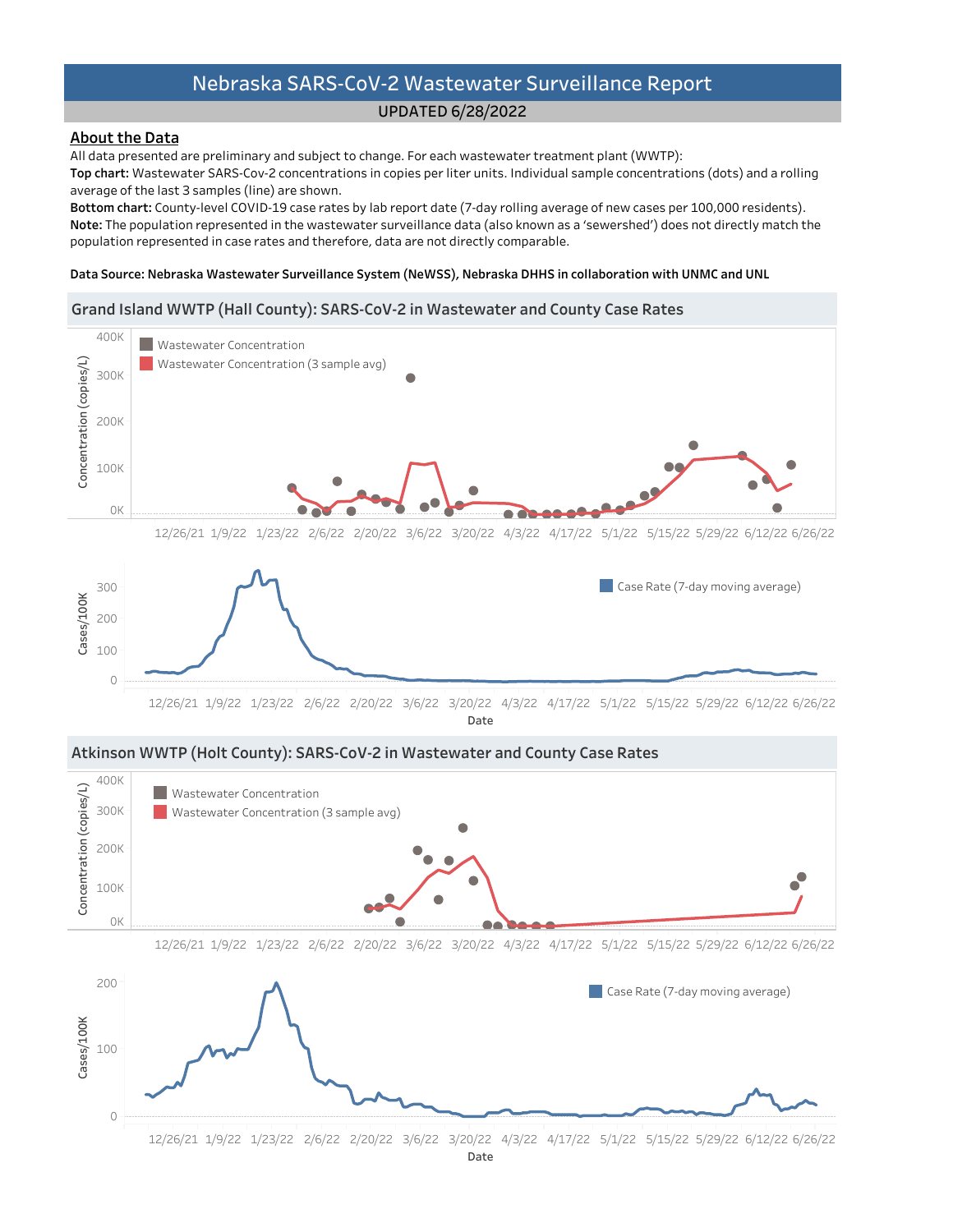# Nebraska SARS-CoV-2 Wastewater Surveillance Report

UPDATED 6/28/2022

## About the Data

All data presented are preliminary and subject to change. For each wastewater treatment plant (WWTP):

**Top chart:** Wastewater SARS-Cov-2 concentrations in copies per liter units. Individual sample concentrations (dots) and a rolling average of the last 3 samples (line) are shown.

**Bottom chart:** County-level COVID-19 case rates by lab report date (7-day rolling average of new cases per 100,000 residents).

**Note:** The population represented in the wastewater surveillance data (also known as a 'sewershed') does not directly match the population represented in case rates and therefore, data are not directly comparable.

**Data Source: Nebraska Wastewater Surveillance System (NeWSS), Nebraska DHHS in collaboration with UNMC and UNL**

## Grand Island WWTP (Hall County): SARS-CoV-2 in Wastewater and County Case Rates

Wastewater Concentration
Wastewater Concentration (3 sample avg)

Concentration (copies/L): 0K, 100K, 200K, 300K, 400K

12/26/21 1/9/22 1/23/22 2/6/22 2/20/22 3/6/22 3/20/22 4/3/22 4/17/22 5/1/22 5/15/22 5/29/22 6/12/22 6/26/22

Case Rate (7-day moving average)

Cases/100K: 0, 100, 200, 300

12/26/21 1/9/22 1/23/22 2/6/22 2/20/22 3/6/22 3/20/22 4/3/22 4/17/22 5/1/22 5/15/22 5/29/22 6/12/22 6/26/22

Date

## Atkinson WWTP (Holt County): SARS-CoV-2 in Wastewater and County Case Rates

Wastewater Concentration
Wastewater Concentration (3 sample avg)

Concentration (copies/L): 0K, 100K, 200K, 300K, 400K

12/26/21 1/9/22 1/23/22 2/6/22 2/20/22 3/6/22 3/20/22 4/3/22 4/17/22 5/1/22 5/15/22 5/29/22 6/12/22 6/26/22

Case Rate (7-day moving average)

Cases/100K: 0, 100, 200

12/26/21 1/9/22 1/23/22 2/6/22 2/20/22 3/6/22 3/20/22 4/3/22 4/17/22 5/1/22 5/15/22 5/29/22 6/12/22 6/26/22

Date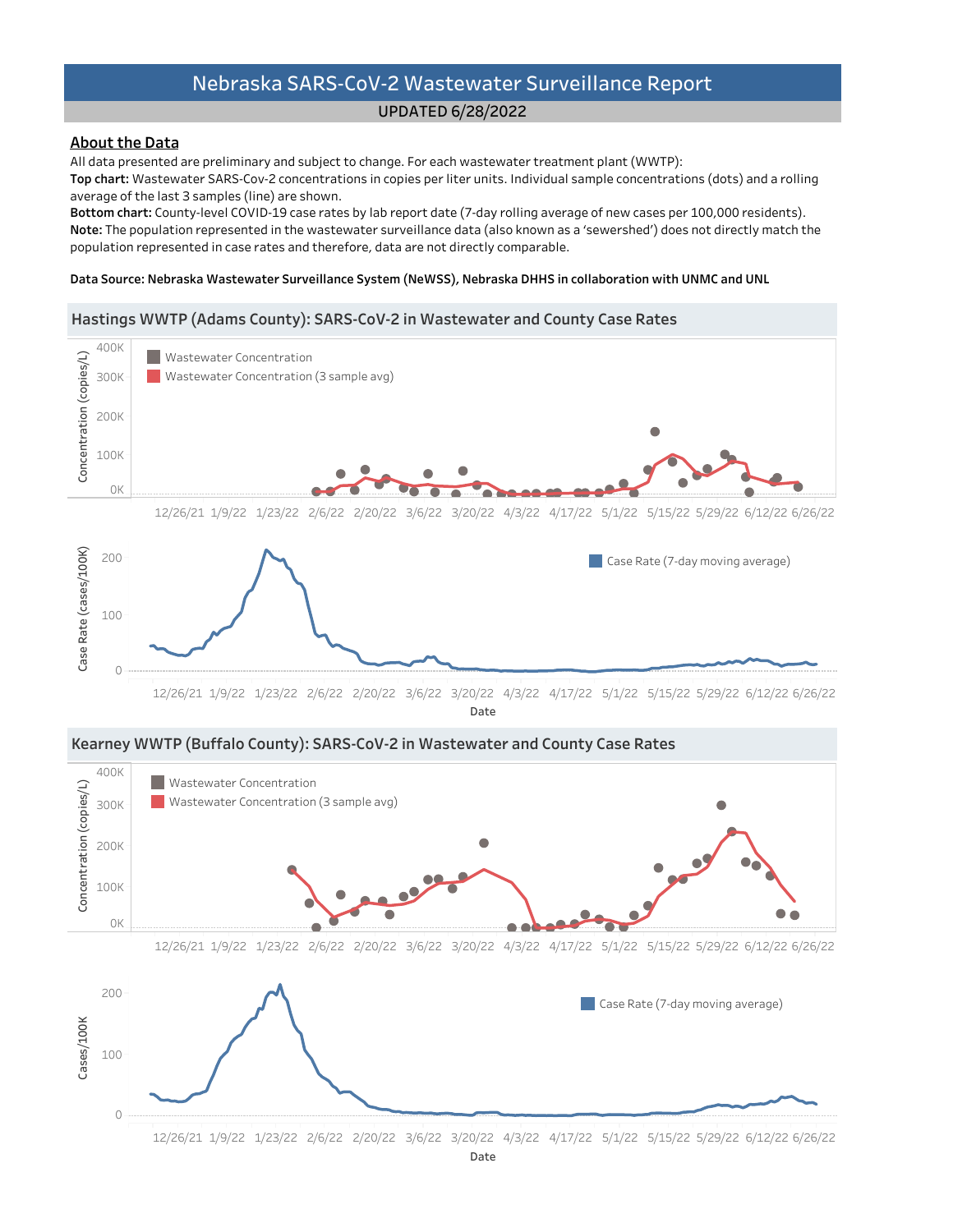# Nebraska SARS-CoV-2 Wastewater Surveillance Report

UPDATED 6/28/2022

## About the Data

All data presented are preliminary and subject to change. For each wastewater treatment plant (WWTP):

**Top chart:** Wastewater SARS-Cov-2 concentrations in copies per liter units. Individual sample concentrations (dots) and a rolling average of the last 3 samples (line) are shown.

**Bottom chart:** County-level COVID-19 case rates by lab report date (7-day rolling average of new cases per 100,000 residents).

**Note:** The population represented in the wastewater surveillance data (also known as a 'sewershed') does not directly match the population represented in case rates and therefore, data are not directly comparable.

**Data Source: Nebraska Wastewater Surveillance System (NeWSS), Nebraska DHHS in collaboration with UNMC and UNL**

## Hastings WWTP (Adams County): SARS-CoV-2 in Wastewater and County Case Rates

## Kearney WWTP (Buffalo County): SARS-CoV-2 in Wastewater and County Case Rates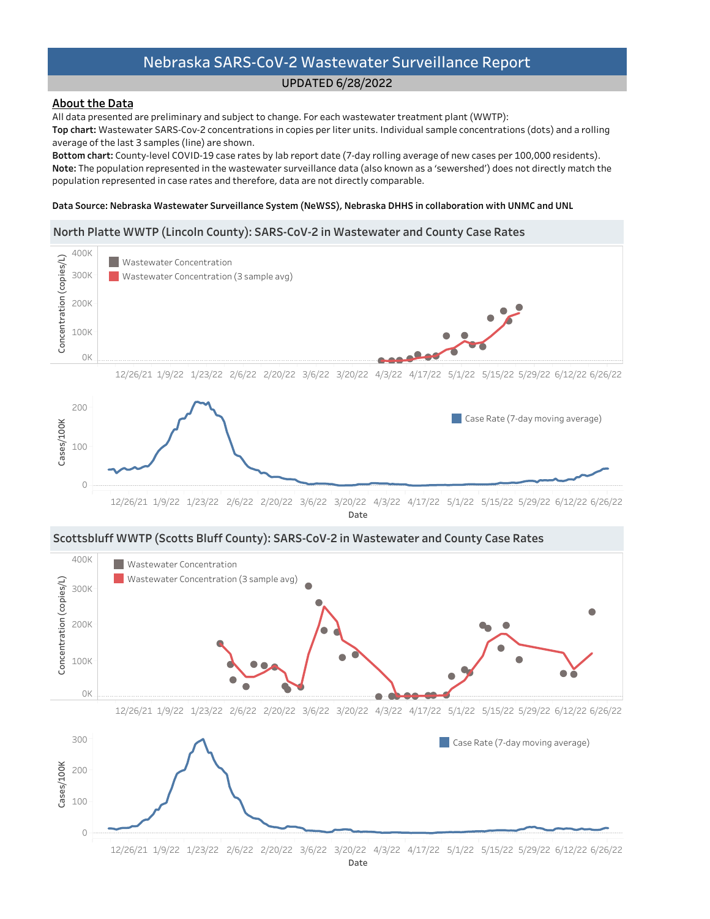# Nebraska SARS-CoV-2 Wastewater Surveillance Report

UPDATED 6/28/2022

## About the Data

All data presented are preliminary and subject to change. For each wastewater treatment plant (WWTP):

**Top chart:** Wastewater SARS-Cov-2 concentrations in copies per liter units. Individual sample concentrations (dots) and a rolling average of the last 3 samples (line) are shown.

**Bottom chart:** County-level COVID-19 case rates by lab report date (7-day rolling average of new cases per 100,000 residents).

**Note:** The population represented in the wastewater surveillance data (also known as a 'sewershed') does not directly match the population represented in case rates and therefore, data are not directly comparable.

**Data Source: Nebraska Wastewater Surveillance System (NeWSS), Nebraska DHHS in collaboration with UNMC and UNL**

## North Platte WWTP (Lincoln County): SARS-CoV-2 in Wastewater and County Case Rates

## Scottsbluff WWTP (Scotts Bluff County): SARS-CoV-2 in Wastewater and County Case Rates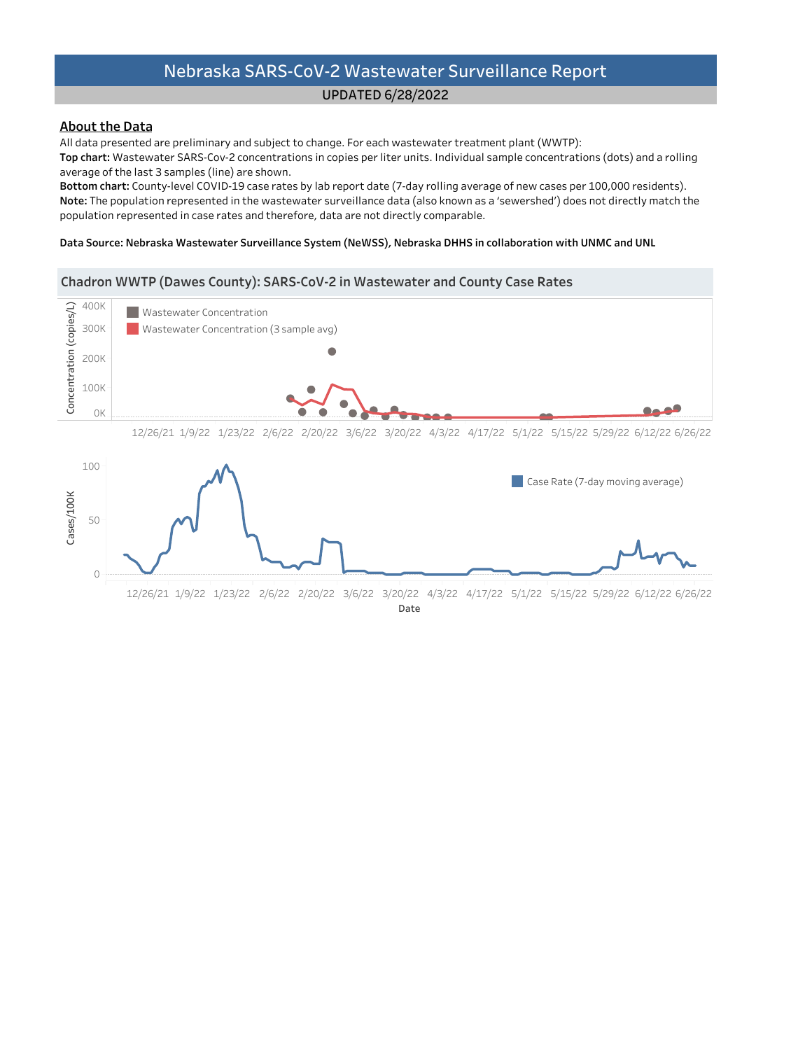# Nebraska SARS-CoV-2 Wastewater Surveillance Report

UPDATED 6/28/2022

## About the Data

All data presented are preliminary and subject to change. For each wastewater treatment plant (WWTP):

**Top chart:** Wastewater SARS-Cov-2 concentrations in copies per liter units. Individual sample concentrations (dots) and a rolling average of the last 3 samples (line) are shown.

**Bottom chart:** County-level COVID-19 case rates by lab report date (7-day rolling average of new cases per 100,000 residents).

**Note:** The population represented in the wastewater surveillance data (also known as a 'sewershed') does not directly match the population represented in case rates and therefore, data are not directly comparable.

**Data Source: Nebraska Wastewater Surveillance System (NeWSS), Nebraska DHHS in collaboration with UNMC and UNL**

## Chadron WWTP (Dawes County): SARS-CoV-2 in Wastewater and County Case Rates

Concentration (copies/L)

400K
300K
200K
100K
0K

Wastewater Concentration
Wastewater Concentration (3 sample avg)

12/26/21 1/9/22 1/23/22 2/6/22 2/20/22 3/6/22 3/20/22 4/3/22 4/17/22 5/1/22 5/15/22 5/29/22 6/12/22 6/26/22

Cases/100K

100
50
0

Case Rate (7-day moving average)

12/26/21 1/9/22 1/23/22 2/6/22 2/20/22 3/6/22 3/20/22 4/3/22 4/17/22 5/1/22 5/15/22 5/29/22 6/12/22 6/26/22

Date